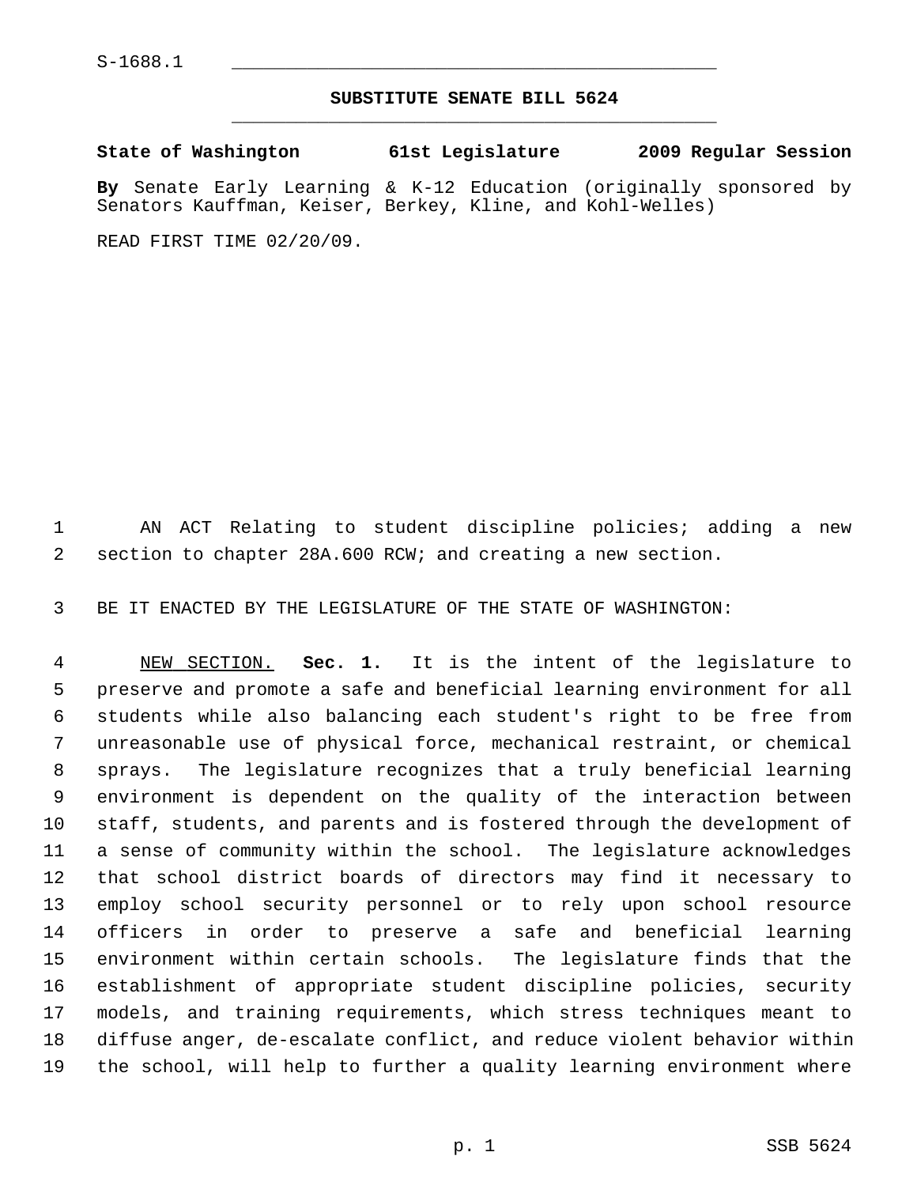S-1688.1

## SUBSTITUTE SENATE BILL 5624

**State of Washington 61st Legislature 2009 Regular Session**

**By** Senate Early Learning & K-12 Education (originally sponsored by Senators Kauffman, Keiser, Berkey, Kline, and Kohl-Welles)

READ FIRST TIME 02/20/09.

AN ACT Relating to student discipline policies; adding a new section to chapter 28A.600 RCW; and creating a new section.

BE IT ENACTED BY THE LEGISLATURE OF THE STATE OF WASHINGTON:

NEW SECTION. **Sec. 1.** It is the intent of the legislature to preserve and promote a safe and beneficial learning environment for all students while also balancing each student's right to be free from unreasonable use of physical force, mechanical restraint, or chemical sprays. The legislature recognizes that a truly beneficial learning environment is dependent on the quality of the interaction between staff, students, and parents and is fostered through the development of a sense of community within the school. The legislature acknowledges that school district boards of directors may find it necessary to employ school security personnel or to rely upon school resource officers in order to preserve a safe and beneficial learning environment within certain schools. The legislature finds that the establishment of appropriate student discipline policies, security models, and training requirements, which stress techniques meant to diffuse anger, de-escalate conflict, and reduce violent behavior within the school, will help to further a quality learning environment where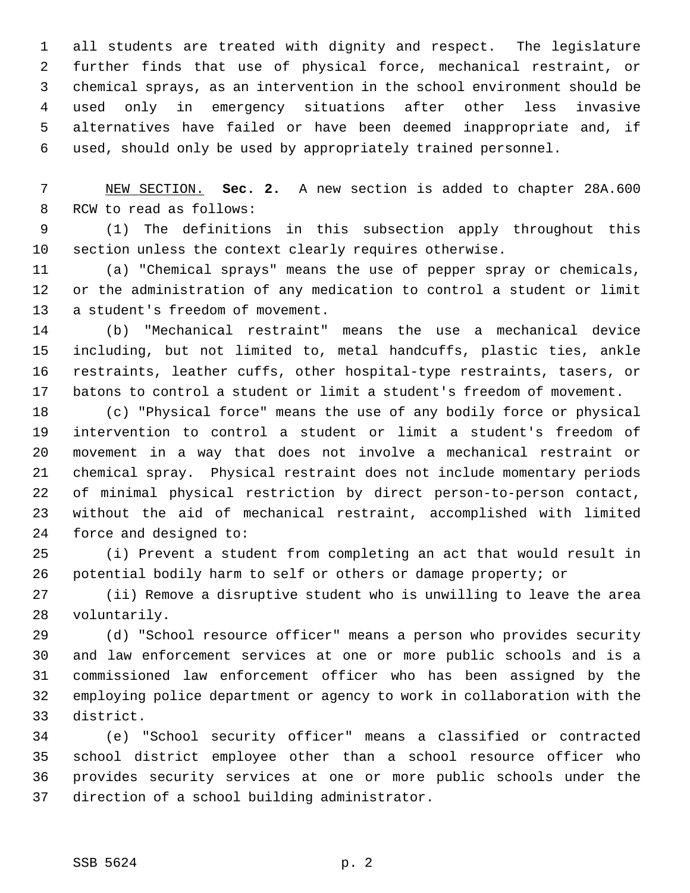all students are treated with dignity and respect. The legislature further finds that use of physical force, mechanical restraint, or chemical sprays, as an intervention in the school environment should be used only in emergency situations after other less invasive alternatives have failed or have been deemed inappropriate and, if used, should only be used by appropriately trained personnel.

NEW SECTION. **Sec. 2.** A new section is added to chapter 28A.600 RCW to read as follows:

(1) The definitions in this subsection apply throughout this section unless the context clearly requires otherwise.

(a) "Chemical sprays" means the use of pepper spray or chemicals, or the administration of any medication to control a student or limit a student's freedom of movement.

(b) "Mechanical restraint" means the use a mechanical device including, but not limited to, metal handcuffs, plastic ties, ankle restraints, leather cuffs, other hospital-type restraints, tasers, or batons to control a student or limit a student's freedom of movement.

(c) "Physical force" means the use of any bodily force or physical intervention to control a student or limit a student's freedom of movement in a way that does not involve a mechanical restraint or chemical spray. Physical restraint does not include momentary periods of minimal physical restriction by direct person-to-person contact, without the aid of mechanical restraint, accomplished with limited force and designed to:

(i) Prevent a student from completing an act that would result in potential bodily harm to self or others or damage property; or

(ii) Remove a disruptive student who is unwilling to leave the area voluntarily.

(d) "School resource officer" means a person who provides security and law enforcement services at one or more public schools and is a commissioned law enforcement officer who has been assigned by the employing police department or agency to work in collaboration with the district.

(e) "School security officer" means a classified or contracted school district employee other than a school resource officer who provides security services at one or more public schools under the direction of a school building administrator.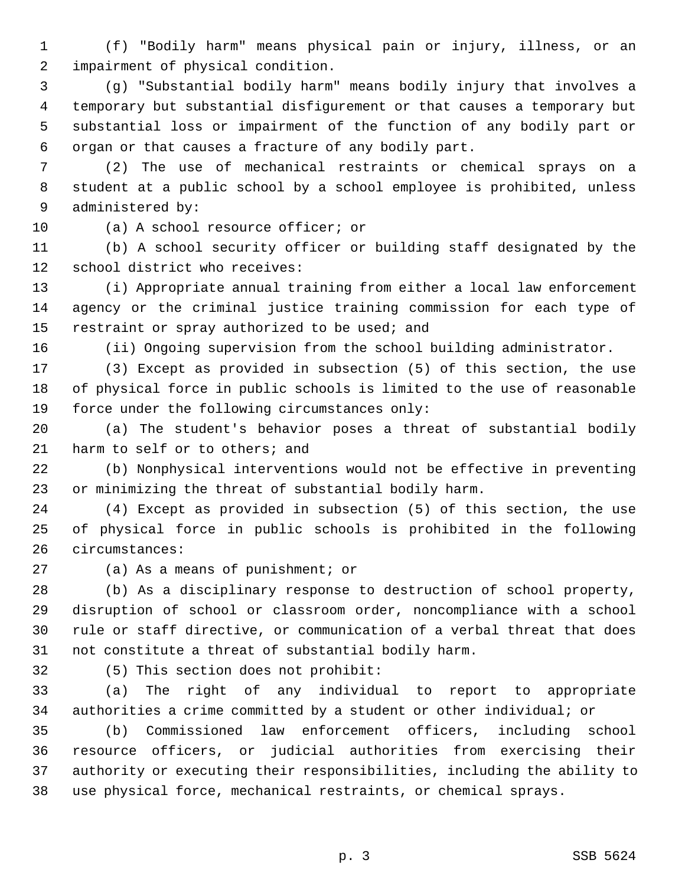(f) "Bodily harm" means physical pain or injury, illness, or an impairment of physical condition.

(g) "Substantial bodily harm" means bodily injury that involves a temporary but substantial disfigurement or that causes a temporary but substantial loss or impairment of the function of any bodily part or organ or that causes a fracture of any bodily part.

(2) The use of mechanical restraints or chemical sprays on a student at a public school by a school employee is prohibited, unless administered by:

(a) A school resource officer; or

(b) A school security officer or building staff designated by the school district who receives:

(i) Appropriate annual training from either a local law enforcement agency or the criminal justice training commission for each type of restraint or spray authorized to be used; and

(ii) Ongoing supervision from the school building administrator.

(3) Except as provided in subsection (5) of this section, the use of physical force in public schools is limited to the use of reasonable force under the following circumstances only:

(a) The student's behavior poses a threat of substantial bodily harm to self or to others; and

(b) Nonphysical interventions would not be effective in preventing or minimizing the threat of substantial bodily harm.

(4) Except as provided in subsection (5) of this section, the use of physical force in public schools is prohibited in the following circumstances:

(a) As a means of punishment; or

(b) As a disciplinary response to destruction of school property, disruption of school or classroom order, noncompliance with a school rule or staff directive, or communication of a verbal threat that does not constitute a threat of substantial bodily harm.

(5) This section does not prohibit:

(a) The right of any individual to report to appropriate authorities a crime committed by a student or other individual; or

(b) Commissioned law enforcement officers, including school resource officers, or judicial authorities from exercising their authority or executing their responsibilities, including the ability to use physical force, mechanical restraints, or chemical sprays.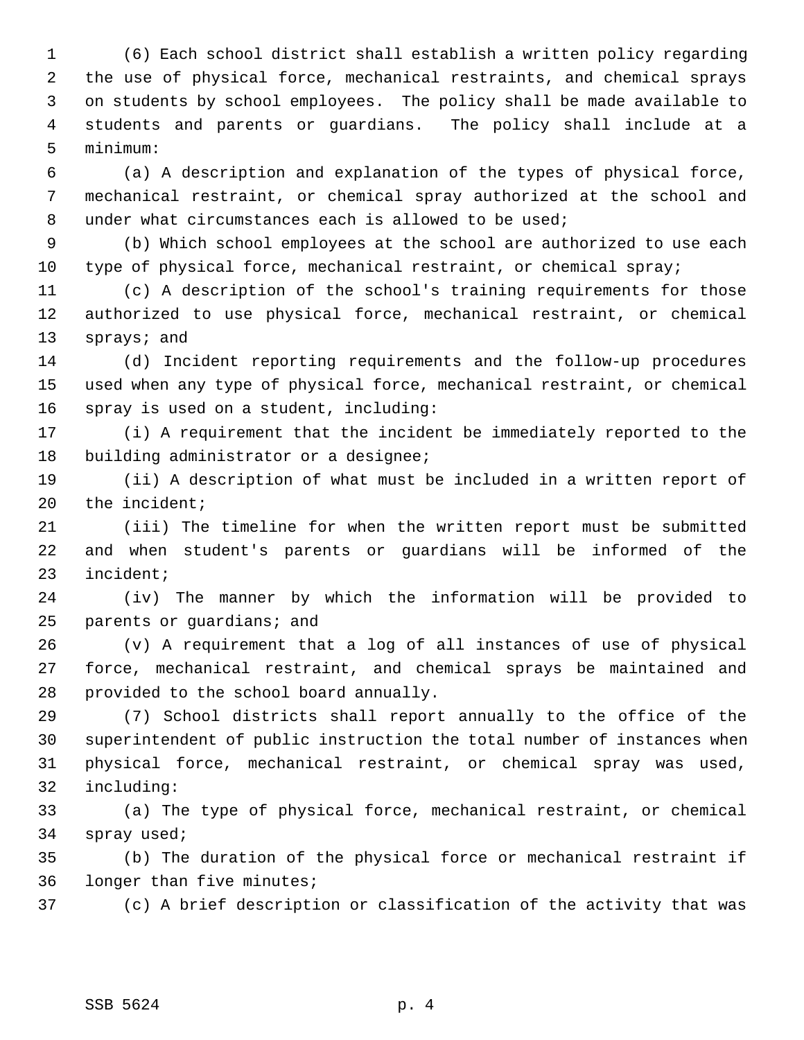(6) Each school district shall establish a written policy regarding the use of physical force, mechanical restraints, and chemical sprays on students by school employees. The policy shall be made available to students and parents or guardians. The policy shall include at a minimum:

(a) A description and explanation of the types of physical force, mechanical restraint, or chemical spray authorized at the school and under what circumstances each is allowed to be used;

(b) Which school employees at the school are authorized to use each type of physical force, mechanical restraint, or chemical spray;

(c) A description of the school's training requirements for those authorized to use physical force, mechanical restraint, or chemical sprays; and

(d) Incident reporting requirements and the follow-up procedures used when any type of physical force, mechanical restraint, or chemical spray is used on a student, including:

(i) A requirement that the incident be immediately reported to the building administrator or a designee;

(ii) A description of what must be included in a written report of the incident;

(iii) The timeline for when the written report must be submitted and when student's parents or guardians will be informed of the incident;

(iv) The manner by which the information will be provided to parents or guardians; and

(v) A requirement that a log of all instances of use of physical force, mechanical restraint, and chemical sprays be maintained and provided to the school board annually.

(7) School districts shall report annually to the office of the superintendent of public instruction the total number of instances when physical force, mechanical restraint, or chemical spray was used, including:

(a) The type of physical force, mechanical restraint, or chemical spray used;

(b) The duration of the physical force or mechanical restraint if longer than five minutes;

(c) A brief description or classification of the activity that was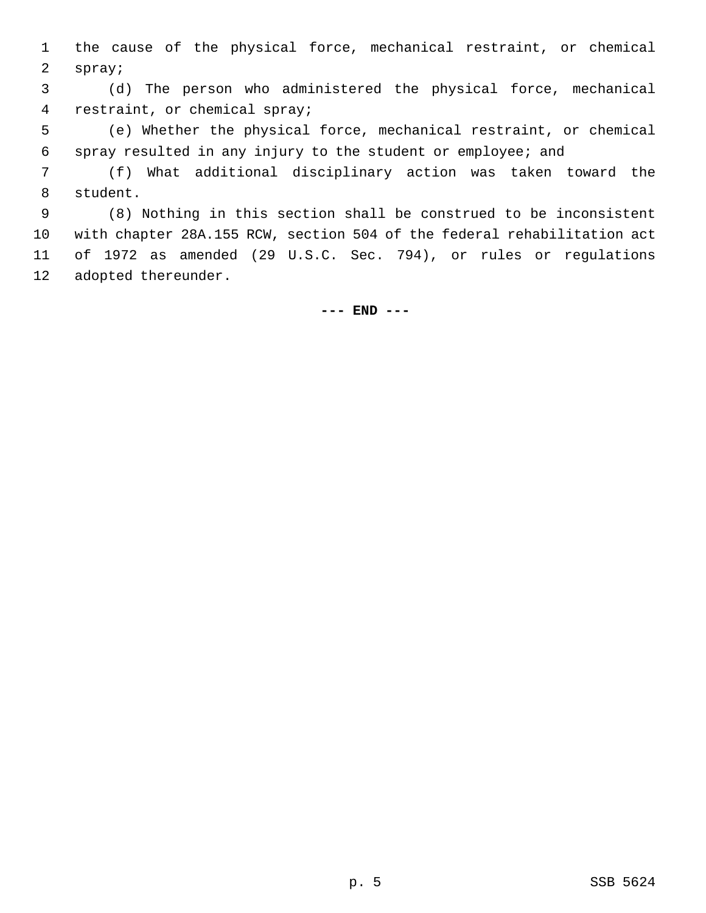the cause of the physical force, mechanical restraint, or chemical spray;

(d) The person who administered the physical force, mechanical restraint, or chemical spray;

(e) Whether the physical force, mechanical restraint, or chemical spray resulted in any injury to the student or employee; and

(f) What additional disciplinary action was taken toward the student.

(8) Nothing in this section shall be construed to be inconsistent with chapter 28A.155 RCW, section 504 of the federal rehabilitation act of 1972 as amended (29 U.S.C. Sec. 794), or rules or regulations adopted thereunder.

**--- END ---**